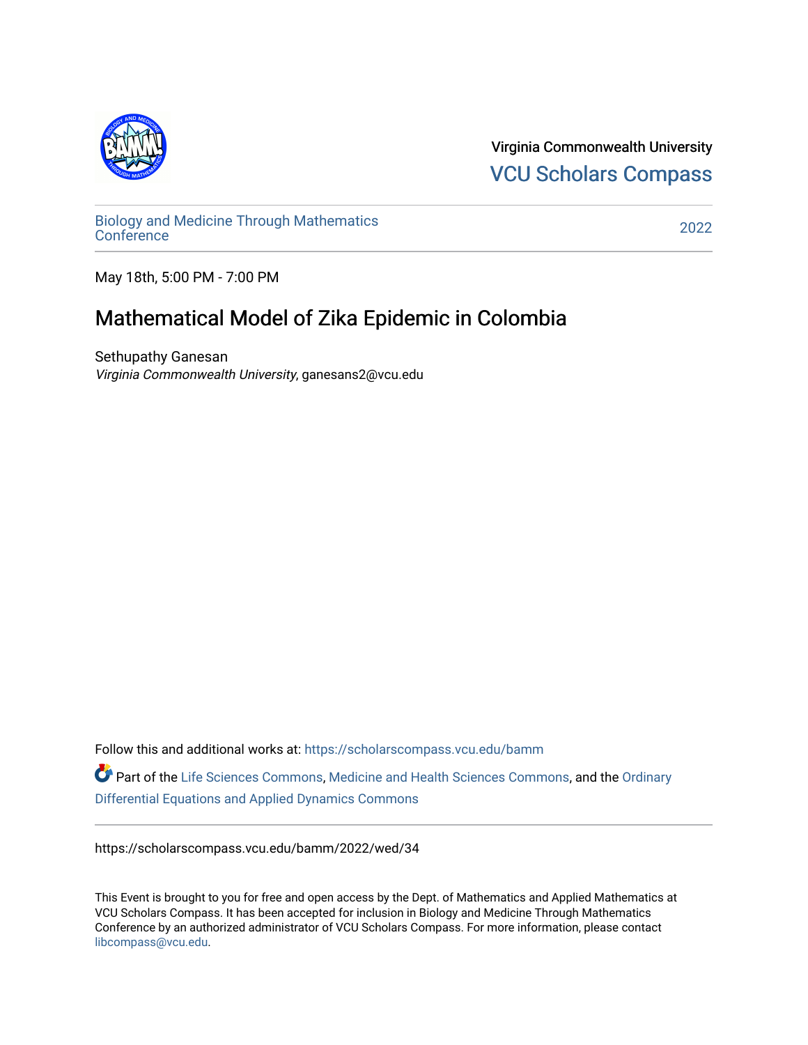Virginia Commonwealth University
VCU Scholars Compass

Biology and Medicine Through Mathematics Conference

2022

May 18th, 5:00 PM - 7:00 PM

# Mathematical Model of Zika Epidemic in Colombia

Sethupathy Ganesan
*Virginia Commonwealth University*, ganesans2@vcu.edu

Follow this and additional works at: https://scholarscompass.vcu.edu/bamm

Part of the Life Sciences Commons, Medicine and Health Sciences Commons, and the Ordinary Differential Equations and Applied Dynamics Commons

https://scholarscompass.vcu.edu/bamm/2022/wed/34

This Event is brought to you for free and open access by the Dept. of Mathematics and Applied Mathematics at VCU Scholars Compass. It has been accepted for inclusion in Biology and Medicine Through Mathematics Conference by an authorized administrator of VCU Scholars Compass. For more information, please contact libcompass@vcu.edu.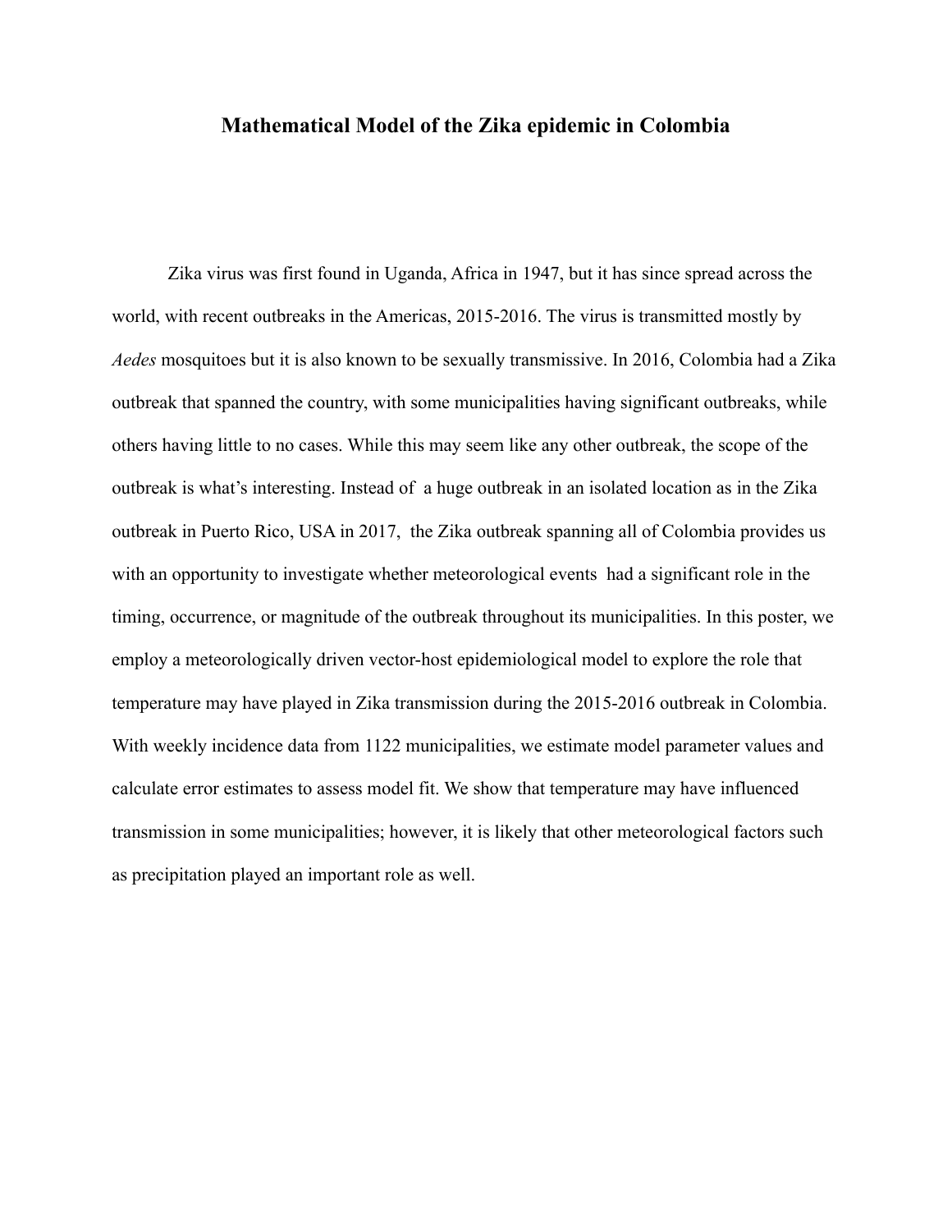## Mathematical Model of the Zika epidemic in Colombia

Zika virus was first found in Uganda, Africa in 1947, but it has since spread across the world, with recent outbreaks in the Americas, 2015-2016. The virus is transmitted mostly by *Aedes* mosquitoes but it is also known to be sexually transmissive. In 2016, Colombia had a Zika outbreak that spanned the country, with some municipalities having significant outbreaks, while others having little to no cases. While this may seem like any other outbreak, the scope of the outbreak is what's interesting. Instead of a huge outbreak in an isolated location as in the Zika outbreak in Puerto Rico, USA in 2017, the Zika outbreak spanning all of Colombia provides us with an opportunity to investigate whether meteorological events had a significant role in the timing, occurrence, or magnitude of the outbreak throughout its municipalities. In this poster, we employ a meteorologically driven vector-host epidemiological model to explore the role that temperature may have played in Zika transmission during the 2015-2016 outbreak in Colombia. With weekly incidence data from 1122 municipalities, we estimate model parameter values and calculate error estimates to assess model fit. We show that temperature may have influenced transmission in some municipalities; however, it is likely that other meteorological factors such as precipitation played an important role as well.